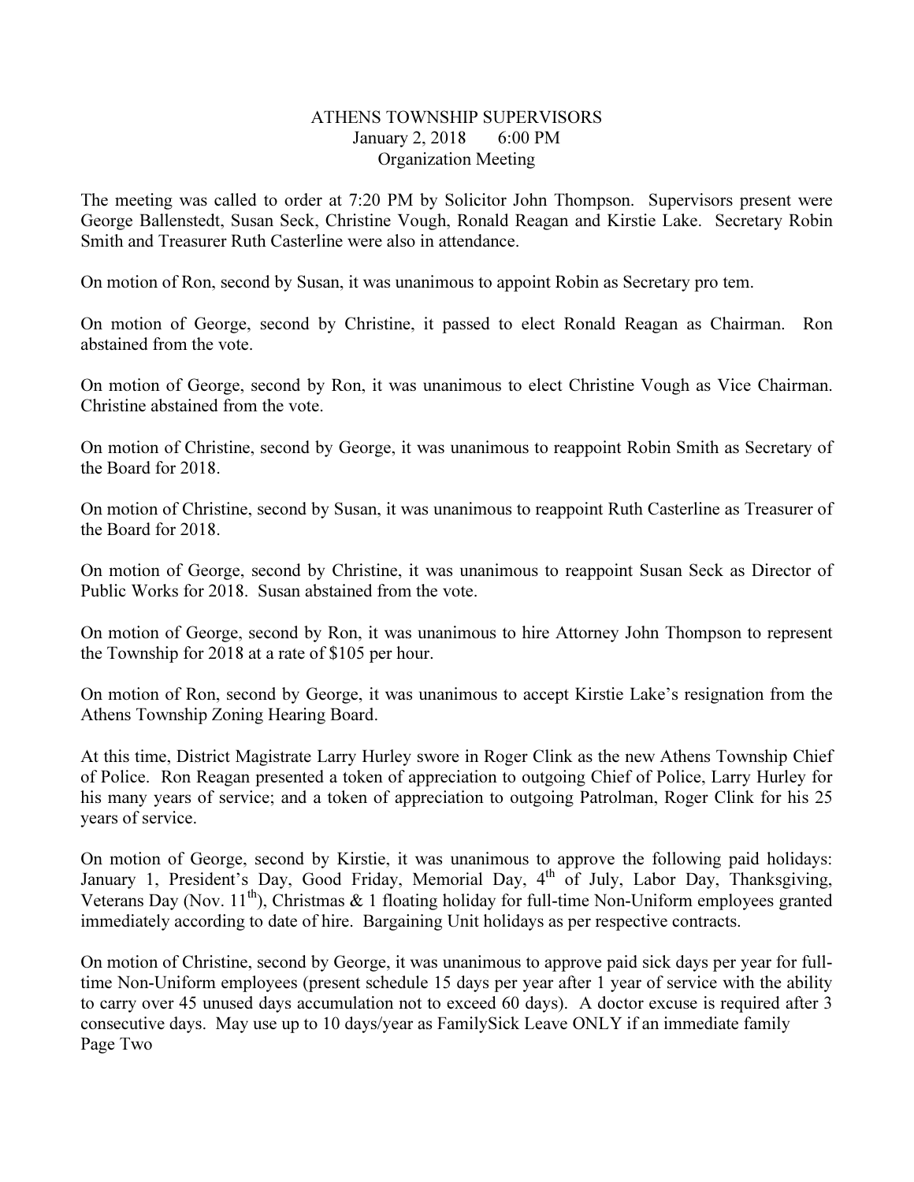# ATHENS TOWNSHIP SUPERVISORS
January 2, 2018 6:00 PM
Organization Meeting

The meeting was called to order at 7:20 PM by Solicitor John Thompson. Supervisors present were George Ballenstedt, Susan Seck, Christine Vough, Ronald Reagan and Kirstie Lake. Secretary Robin Smith and Treasurer Ruth Casterline were also in attendance.

On motion of Ron, second by Susan, it was unanimous to appoint Robin as Secretary pro tem.

On motion of George, second by Christine, it passed to elect Ronald Reagan as Chairman. Ron abstained from the vote.

On motion of George, second by Ron, it was unanimous to elect Christine Vough as Vice Chairman. Christine abstained from the vote.

On motion of Christine, second by George, it was unanimous to reappoint Robin Smith as Secretary of the Board for 2018.

On motion of Christine, second by Susan, it was unanimous to reappoint Ruth Casterline as Treasurer of the Board for 2018.

On motion of George, second by Christine, it was unanimous to reappoint Susan Seck as Director of Public Works for 2018. Susan abstained from the vote.

On motion of George, second by Ron, it was unanimous to hire Attorney John Thompson to represent the Township for 2018 at a rate of $105 per hour.

On motion of Ron, second by George, it was unanimous to accept Kirstie Lake's resignation from the Athens Township Zoning Hearing Board.

At this time, District Magistrate Larry Hurley swore in Roger Clink as the new Athens Township Chief of Police. Ron Reagan presented a token of appreciation to outgoing Chief of Police, Larry Hurley for his many years of service; and a token of appreciation to outgoing Patrolman, Roger Clink for his 25 years of service.

On motion of George, second by Kirstie, it was unanimous to approve the following paid holidays: January 1, President's Day, Good Friday, Memorial Day, 4th of July, Labor Day, Thanksgiving, Veterans Day (Nov. 11th), Christmas & 1 floating holiday for full-time Non-Uniform employees granted immediately according to date of hire. Bargaining Unit holidays as per respective contracts.

On motion of Christine, second by George, it was unanimous to approve paid sick days per year for full-time Non-Uniform employees (present schedule 15 days per year after 1 year of service with the ability to carry over 45 unused days accumulation not to exceed 60 days). A doctor excuse is required after 3 consecutive days. May use up to 10 days/year as FamilySick Leave ONLY if an immediate family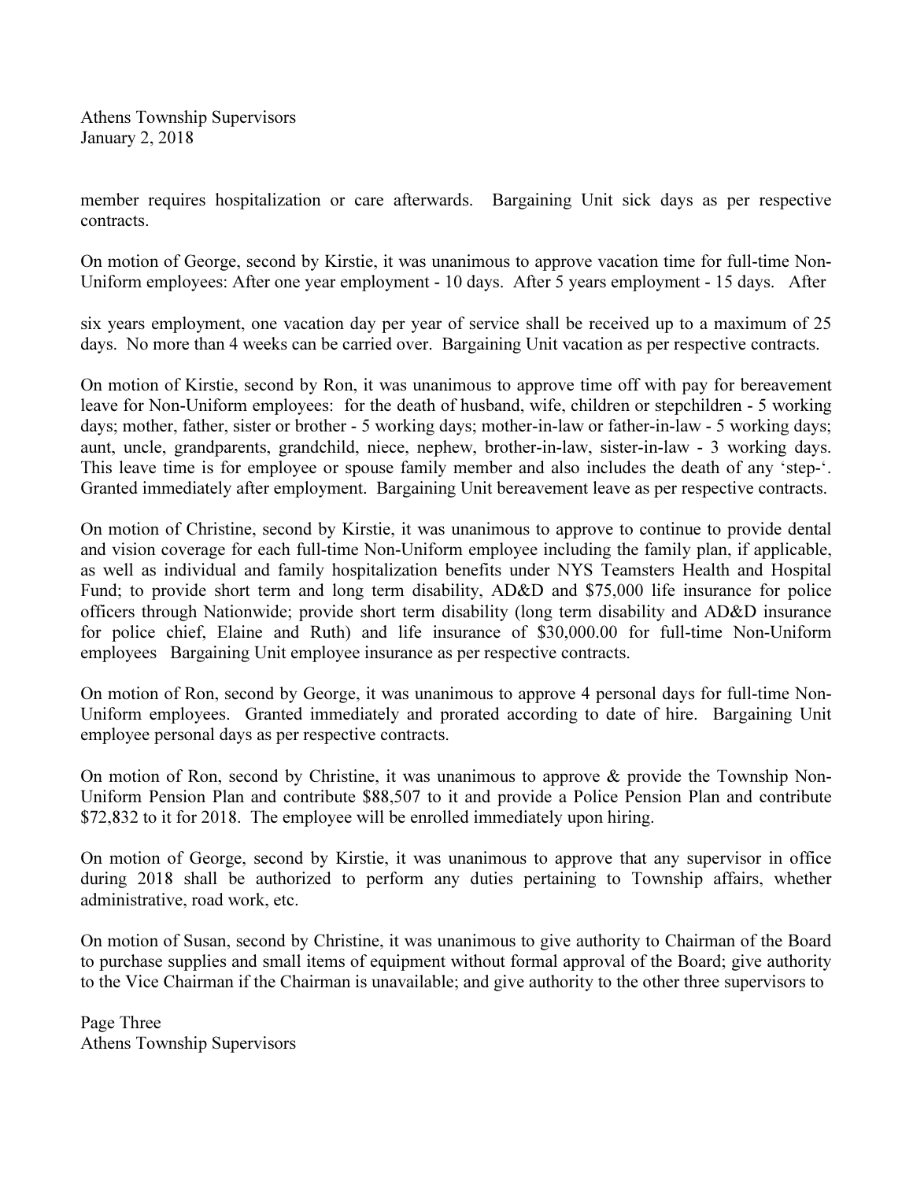member requires hospitalization or care afterwards. Bargaining Unit sick days as per respective contracts.

On motion of George, second by Kirstie, it was unanimous to approve vacation time for full-time Non-Uniform employees: After one year employment - 10 days. After 5 years employment - 15 days. After

six years employment, one vacation day per year of service shall be received up to a maximum of 25 days. No more than 4 weeks can be carried over. Bargaining Unit vacation as per respective contracts.

On motion of Kirstie, second by Ron, it was unanimous to approve time off with pay for bereavement leave for Non-Uniform employees: for the death of husband, wife, children or stepchildren - 5 working days; mother, father, sister or brother - 5 working days; mother-in-law or father-in-law - 5 working days; aunt, uncle, grandparents, grandchild, niece, nephew, brother-in-law, sister-in-law - 3 working days. This leave time is for employee or spouse family member and also includes the death of any 'step-'. Granted immediately after employment. Bargaining Unit bereavement leave as per respective contracts.

On motion of Christine, second by Kirstie, it was unanimous to approve to continue to provide dental and vision coverage for each full-time Non-Uniform employee including the family plan, if applicable, as well as individual and family hospitalization benefits under NYS Teamsters Health and Hospital Fund; to provide short term and long term disability, AD&D and $75,000 life insurance for police officers through Nationwide; provide short term disability (long term disability and AD&D insurance for police chief, Elaine and Ruth) and life insurance of $30,000.00 for full-time Non-Uniform employees Bargaining Unit employee insurance as per respective contracts.

On motion of Ron, second by George, it was unanimous to approve 4 personal days for full-time Non-Uniform employees. Granted immediately and prorated according to date of hire. Bargaining Unit employee personal days as per respective contracts.

On motion of Ron, second by Christine, it was unanimous to approve & provide the Township Non-Uniform Pension Plan and contribute $88,507 to it and provide a Police Pension Plan and contribute $72,832 to it for 2018. The employee will be enrolled immediately upon hiring.

On motion of George, second by Kirstie, it was unanimous to approve that any supervisor in office during 2018 shall be authorized to perform any duties pertaining to Township affairs, whether administrative, road work, etc.

On motion of Susan, second by Christine, it was unanimous to give authority to Chairman of the Board to purchase supplies and small items of equipment without formal approval of the Board; give authority to the Vice Chairman if the Chairman is unavailable; and give authority to the other three supervisors to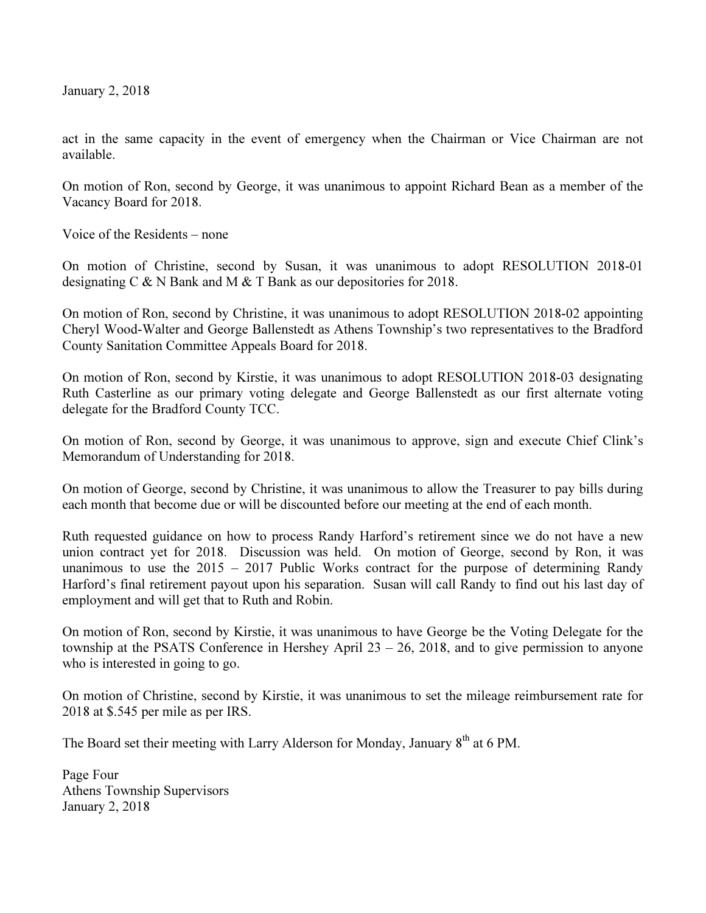act in the same capacity in the event of emergency when the Chairman or Vice Chairman are not available.

On motion of Ron, second by George, it was unanimous to appoint Richard Bean as a member of the Vacancy Board for 2018.

Voice of the Residents – none

On motion of Christine, second by Susan, it was unanimous to adopt RESOLUTION 2018-01 designating C & N Bank and M & T Bank as our depositories for 2018.

On motion of Ron, second by Christine, it was unanimous to adopt RESOLUTION 2018-02 appointing Cheryl Wood-Walter and George Ballenstedt as Athens Township's two representatives to the Bradford County Sanitation Committee Appeals Board for 2018.

On motion of Ron, second by Kirstie, it was unanimous to adopt RESOLUTION 2018-03 designating Ruth Casterline as our primary voting delegate and George Ballenstedt as our first alternate voting delegate for the Bradford County TCC.

On motion of Ron, second by George, it was unanimous to approve, sign and execute Chief Clink's Memorandum of Understanding for 2018.

On motion of George, second by Christine, it was unanimous to allow the Treasurer to pay bills during each month that become due or will be discounted before our meeting at the end of each month.

Ruth requested guidance on how to process Randy Harford's retirement since we do not have a new union contract yet for 2018. Discussion was held. On motion of George, second by Ron, it was unanimous to use the 2015 – 2017 Public Works contract for the purpose of determining Randy Harford's final retirement payout upon his separation. Susan will call Randy to find out his last day of employment and will get that to Ruth and Robin.

On motion of Ron, second by Kirstie, it was unanimous to have George be the Voting Delegate for the township at the PSATS Conference in Hershey April 23 – 26, 2018, and to give permission to anyone who is interested in going to go.

On motion of Christine, second by Kirstie, it was unanimous to set the mileage reimbursement rate for 2018 at $.545 per mile as per IRS.

The Board set their meeting with Larry Alderson for Monday, January 8th at 6 PM.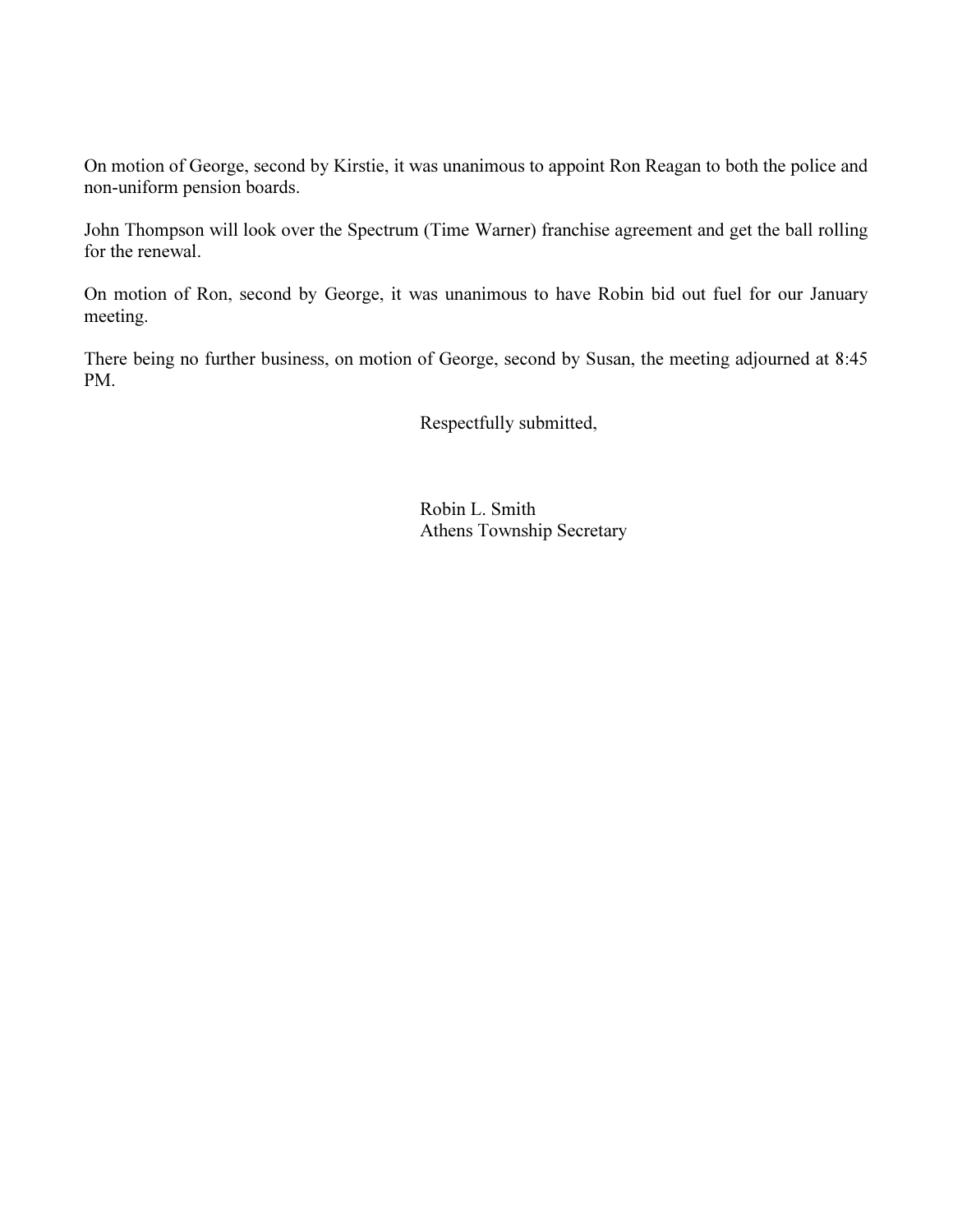On motion of George, second by Kirstie, it was unanimous to appoint Ron Reagan to both the police and non-uniform pension boards.

John Thompson will look over the Spectrum (Time Warner) franchise agreement and get the ball rolling for the renewal.

On motion of Ron, second by George, it was unanimous to have Robin bid out fuel for our January meeting.

There being no further business, on motion of George, second by Susan, the meeting adjourned at 8:45 PM.

Respectfully submitted,

Robin L. Smith
Athens Township Secretary